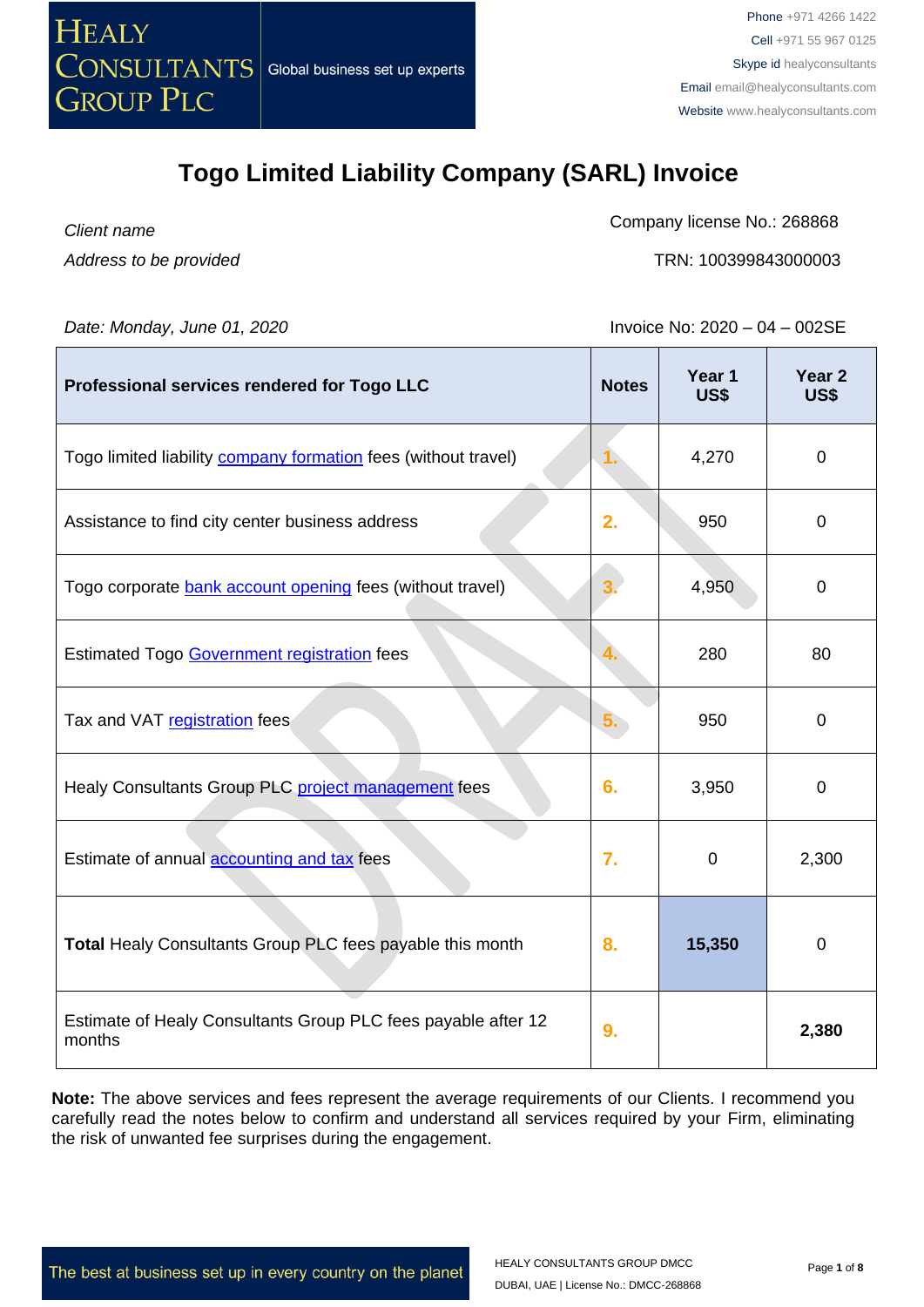HEALY CONSULTANTS GROUP PLC | Global business set up experts

Phone +971 4266 1422
Cell +971 55 967 0125
Skype id healyconsultants
Email email@healyconsultants.com
Website www.healyconsultants.com

# Togo Limited Liability Company (SARL) Invoice

*Client name*
*Address to be provided*

Company license No.: 268868
TRN: 100399843000003

*Date: Monday, June 01, 2020*

Invoice No: 2020 – 04 – 002SE

| Professional services rendered for Togo LLC | Notes | Year 1 US$ | Year 2 US$ |
|---|---|---|---|
| Togo limited liability company formation fees (without travel) | 1. | 4,270 | 0 |
| Assistance to find city center business address | 2. | 950 | 0 |
| Togo corporate bank account opening fees (without travel) | 3. | 4,950 | 0 |
| Estimated Togo Government registration fees | 4. | 280 | 80 |
| Tax and VAT registration fees | 5. | 950 | 0 |
| Healy Consultants Group PLC project management fees | 6. | 3,950 | 0 |
| Estimate of annual accounting and tax fees | 7. | 0 | 2,300 |
| **Total** Healy Consultants Group PLC fees payable this month | 8. | **15,350** | 0 |
| Estimate of Healy Consultants Group PLC fees payable after 12 months | 9. | | **2,380** |

**Note:** The above services and fees represent the average requirements of our Clients. I recommend you carefully read the notes below to confirm and understand all services required by your Firm, eliminating the risk of unwanted fee surprises during the engagement.

The best at business set up in every country on the planet

HEALY CONSULTANTS GROUP DMCC
DUBAI, UAE | License No.: DMCC-268868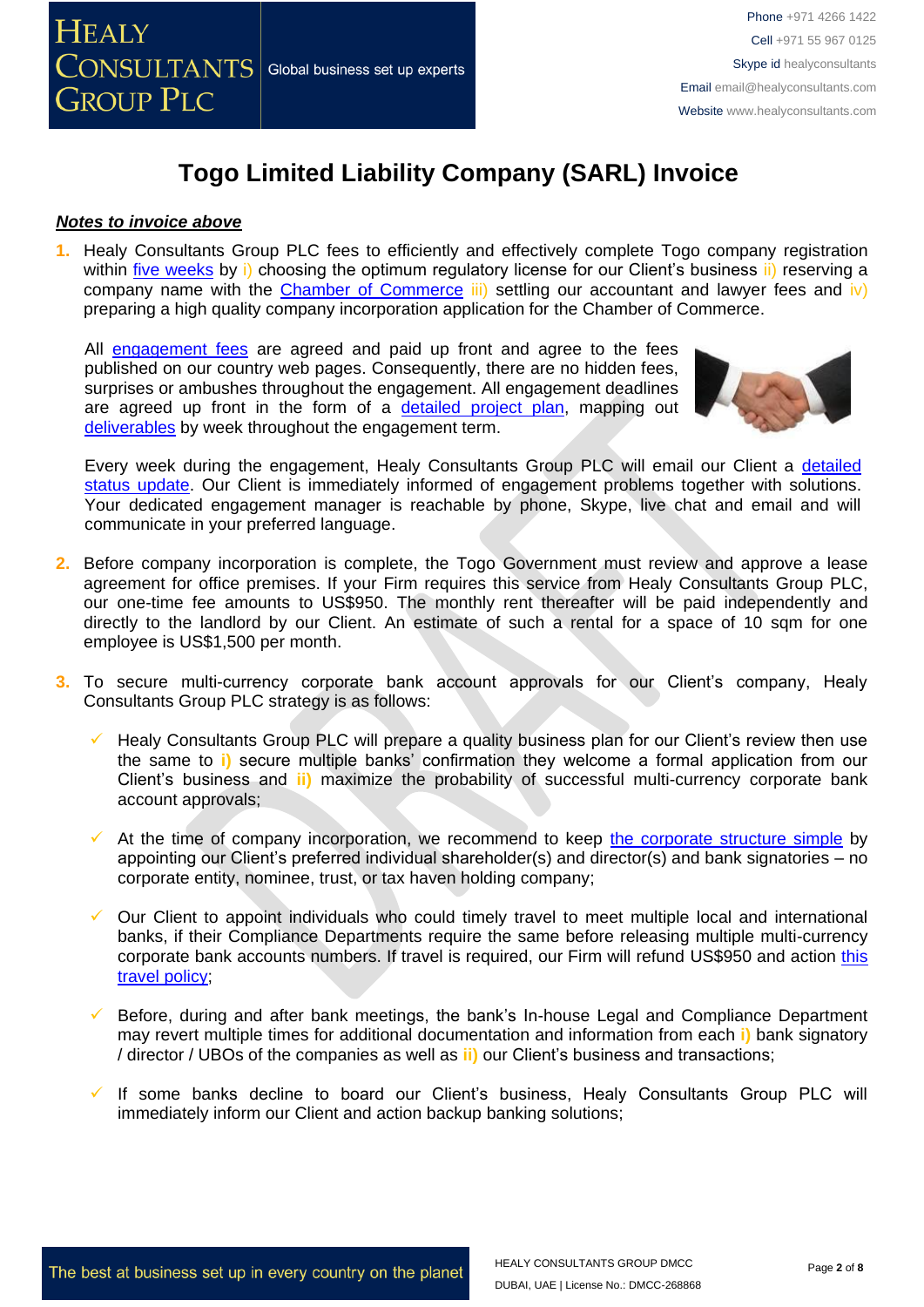# Togo Limited Liability Company (SARL) Invoice

***Notes to invoice above***

1. Healy Consultants Group PLC fees to efficiently and effectively complete Togo company registration within five weeks by i) choosing the optimum regulatory license for our Client's business ii) reserving a company name with the Chamber of Commerce iii) settling our accountant and lawyer fees and iv) preparing a high quality company incorporation application for the Chamber of Commerce.

   All engagement fees are agreed and paid up front and agree to the fees published on our country web pages. Consequently, there are no hidden fees, surprises or ambushes throughout the engagement. All engagement deadlines are agreed up front in the form of a detailed project plan, mapping out deliverables by week throughout the engagement term.

   Every week during the engagement, Healy Consultants Group PLC will email our Client a detailed status update. Our Client is immediately informed of engagement problems together with solutions. Your dedicated engagement manager is reachable by phone, Skype, live chat and email and will communicate in your preferred language.

2. Before company incorporation is complete, the Togo Government must review and approve a lease agreement for office premises. If your Firm requires this service from Healy Consultants Group PLC, our one-time fee amounts to US$950. The monthly rent thereafter will be paid independently and directly to the landlord by our Client. An estimate of such a rental for a space of 10 sqm for one employee is US$1,500 per month.

3. To secure multi-currency corporate bank account approvals for our Client's company, Healy Consultants Group PLC strategy is as follows:

   - Healy Consultants Group PLC will prepare a quality business plan for our Client's review then use the same to **i)** secure multiple banks' confirmation they welcome a formal application from our Client's business and **ii)** maximize the probability of successful multi-currency corporate bank account approvals;

   - At the time of company incorporation, we recommend to keep the corporate structure simple by appointing our Client's preferred individual shareholder(s) and director(s) and bank signatories – no corporate entity, nominee, trust, or tax haven holding company;

   - Our Client to appoint individuals who could timely travel to meet multiple local and international banks, if their Compliance Departments require the same before releasing multiple multi-currency corporate bank accounts numbers. If travel is required, our Firm will refund US$950 and action this travel policy;

   - Before, during and after bank meetings, the bank's In-house Legal and Compliance Department may revert multiple times for additional documentation and information from each **i)** bank signatory / director / UBOs of the companies as well as **ii)** our Client's business and transactions;

   - If some banks decline to board our Client's business, Healy Consultants Group PLC will immediately inform our Client and action backup banking solutions;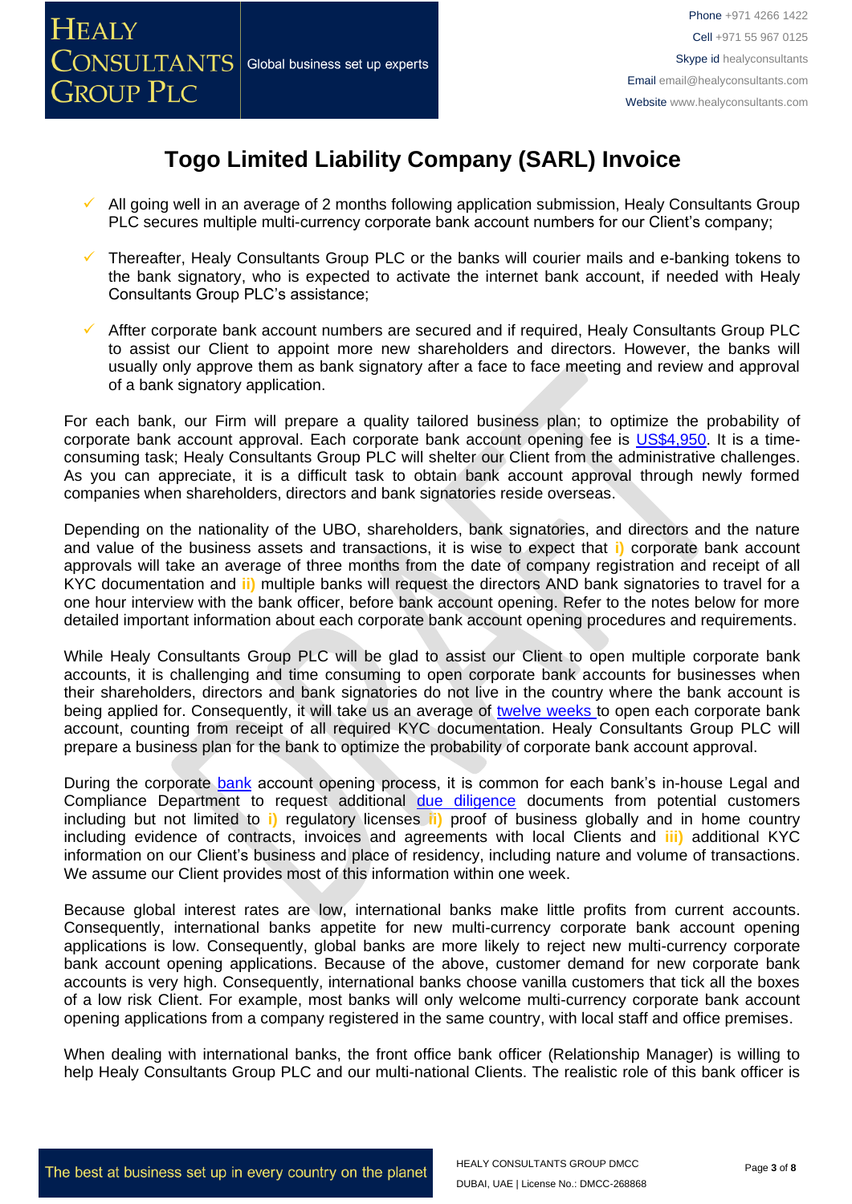# Togo Limited Liability Company (SARL) Invoice

- All going well in an average of 2 months following application submission, Healy Consultants Group PLC secures multiple multi-currency corporate bank account numbers for our Client's company;
- Thereafter, Healy Consultants Group PLC or the banks will courier mails and e-banking tokens to the bank signatory, who is expected to activate the internet bank account, if needed with Healy Consultants Group PLC's assistance;
- Affter corporate bank account numbers are secured and if required, Healy Consultants Group PLC to assist our Client to appoint more new shareholders and directors. However, the banks will usually only approve them as bank signatory after a face to face meeting and review and approval of a bank signatory application.

For each bank, our Firm will prepare a quality tailored business plan; to optimize the probability of corporate bank account approval. Each corporate bank account opening fee is US$4,950. It is a time-consuming task; Healy Consultants Group PLC will shelter our Client from the administrative challenges. As you can appreciate, it is a difficult task to obtain bank account approval through newly formed companies when shareholders, directors and bank signatories reside overseas.

Depending on the nationality of the UBO, shareholders, bank signatories, and directors and the nature and value of the business assets and transactions, it is wise to expect that **i)** corporate bank account approvals will take an average of three months from the date of company registration and receipt of all KYC documentation and **ii)** multiple banks will request the directors AND bank signatories to travel for a one hour interview with the bank officer, before bank account opening. Refer to the notes below for more detailed important information about each corporate bank account opening procedures and requirements.

While Healy Consultants Group PLC will be glad to assist our Client to open multiple corporate bank accounts, it is challenging and time consuming to open corporate bank accounts for businesses when their shareholders, directors and bank signatories do not live in the country where the bank account is being applied for. Consequently, it will take us an average of twelve weeks to open each corporate bank account, counting from receipt of all required KYC documentation. Healy Consultants Group PLC will prepare a business plan for the bank to optimize the probability of corporate bank account approval.

During the corporate bank account opening process, it is common for each bank's in-house Legal and Compliance Department to request additional due diligence documents from potential customers including but not limited to **i)** regulatory licenses **ii)** proof of business globally and in home country including evidence of contracts, invoices and agreements with local Clients and **iii)** additional KYC information on our Client's business and place of residency, including nature and volume of transactions. We assume our Client provides most of this information within one week.

Because global interest rates are low, international banks make little profits from current accounts. Consequently, international banks appetite for new multi-currency corporate bank account opening applications is low. Consequently, global banks are more likely to reject new multi-currency corporate bank account opening applications. Because of the above, customer demand for new corporate bank accounts is very high. Consequently, international banks choose vanilla customers that tick all the boxes of a low risk Client. For example, most banks will only welcome multi-currency corporate bank account opening applications from a company registered in the same country, with local staff and office premises.

When dealing with international banks, the front office bank officer (Relationship Manager) is willing to help Healy Consultants Group PLC and our multi-national Clients. The realistic role of this bank officer is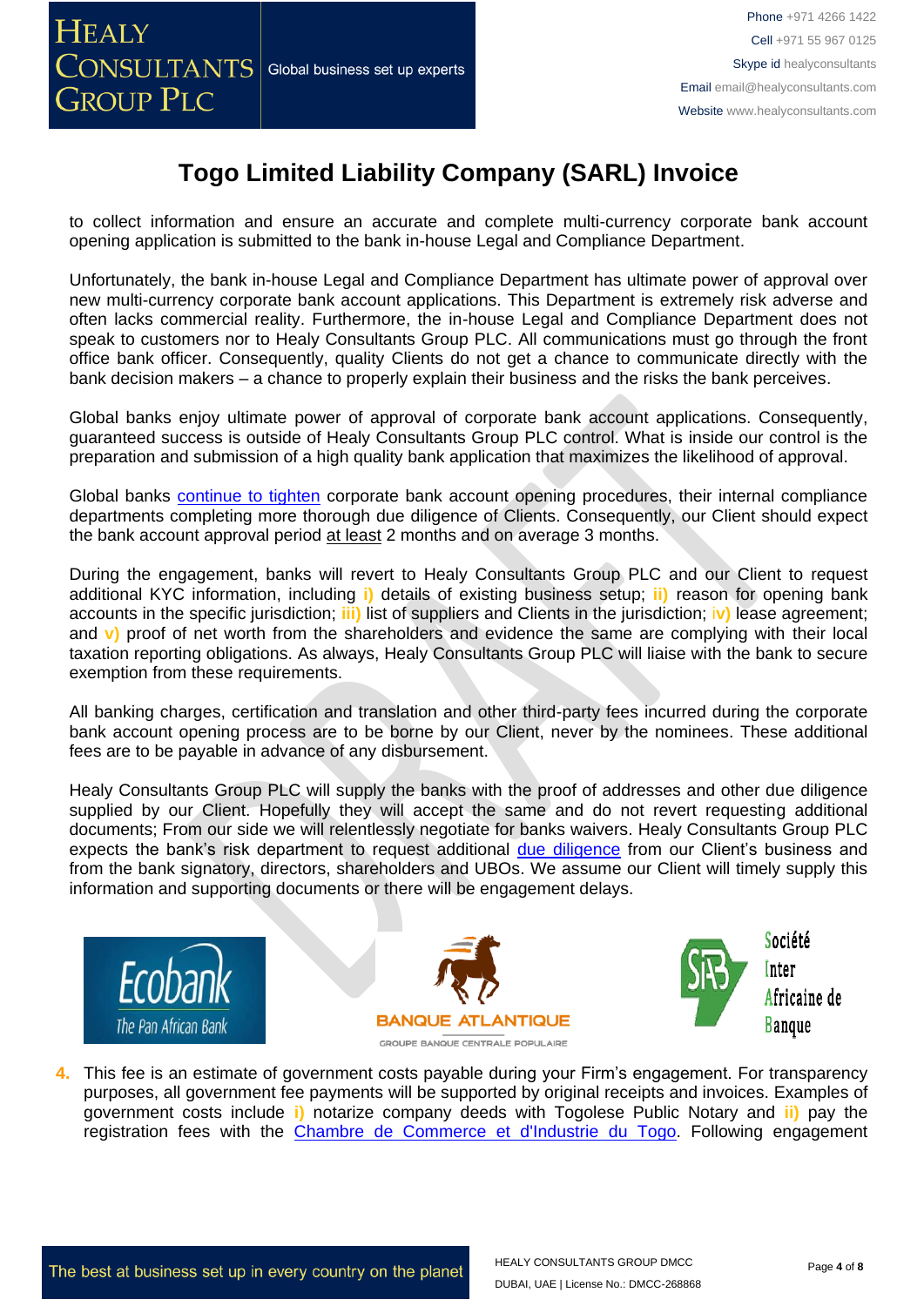# Togo Limited Liability Company (SARL) Invoice

to collect information and ensure an accurate and complete multi-currency corporate bank account opening application is submitted to the bank in-house Legal and Compliance Department.

Unfortunately, the bank in-house Legal and Compliance Department has ultimate power of approval over new multi-currency corporate bank account applications. This Department is extremely risk adverse and often lacks commercial reality. Furthermore, the in-house Legal and Compliance Department does not speak to customers nor to Healy Consultants Group PLC. All communications must go through the front office bank officer. Consequently, quality Clients do not get a chance to communicate directly with the bank decision makers – a chance to properly explain their business and the risks the bank perceives.

Global banks enjoy ultimate power of approval of corporate bank account applications. Consequently, guaranteed success is outside of Healy Consultants Group PLC control. What is inside our control is the preparation and submission of a high quality bank application that maximizes the likelihood of approval.

Global banks continue to tighten corporate bank account opening procedures, their internal compliance departments completing more thorough due diligence of Clients. Consequently, our Client should expect the bank account approval period at least 2 months and on average 3 months.

During the engagement, banks will revert to Healy Consultants Group PLC and our Client to request additional KYC information, including **i)** details of existing business setup; **ii)** reason for opening bank accounts in the specific jurisdiction; **iii)** list of suppliers and Clients in the jurisdiction; **iv)** lease agreement; and **v)** proof of net worth from the shareholders and evidence the same are complying with their local taxation reporting obligations. As always, Healy Consultants Group PLC will liaise with the bank to secure exemption from these requirements.

All banking charges, certification and translation and other third-party fees incurred during the corporate bank account opening process are to be borne by our Client, never by the nominees. These additional fees are to be payable in advance of any disbursement.

Healy Consultants Group PLC will supply the banks with the proof of addresses and other due diligence supplied by our Client. Hopefully they will accept the same and do not revert requesting additional documents; From our side we will relentlessly negotiate for banks waivers. Healy Consultants Group PLC expects the bank's risk department to request additional due diligence from our Client's business and from the bank signatory, directors, shareholders and UBOs. We assume our Client will timely supply this information and supporting documents or there will be engagement delays.

4. This fee is an estimate of government costs payable during your Firm's engagement. For transparency purposes, all government fee payments will be supported by original receipts and invoices. Examples of government costs include **i)** notarize company deeds with Togolese Public Notary and **ii)** pay the registration fees with the Chambre de Commerce et d'Industrie du Togo. Following engagement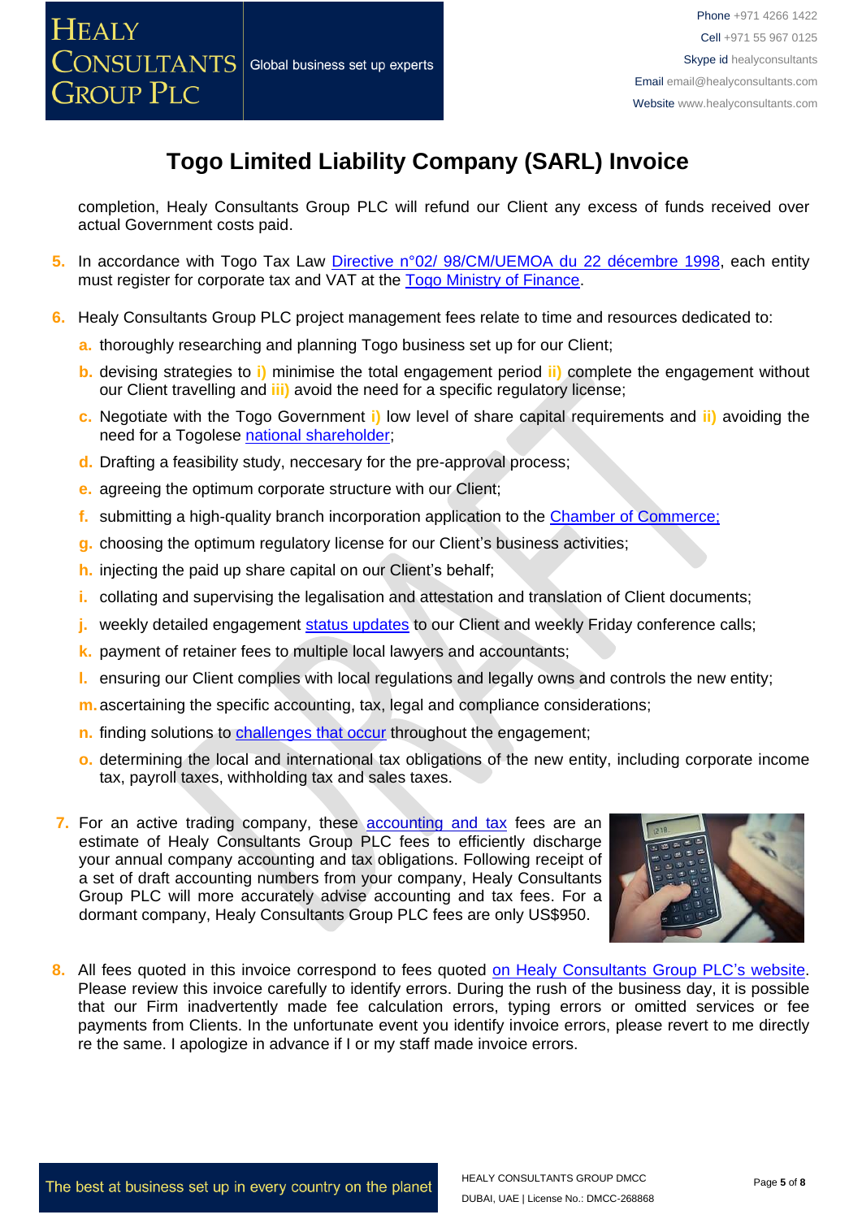# Togo Limited Liability Company (SARL) Invoice

completion, Healy Consultants Group PLC will refund our Client any excess of funds received over actual Government costs paid.

5. In accordance with Togo Tax Law Directive n°02/ 98/CM/UEMOA du 22 décembre 1998, each entity must register for corporate tax and VAT at the Togo Ministry of Finance.

6. Healy Consultants Group PLC project management fees relate to time and resources dedicated to:
   a. thoroughly researching and planning Togo business set up for our Client;
   b. devising strategies to i) minimise the total engagement period ii) complete the engagement without our Client travelling and iii) avoid the need for a specific regulatory license;
   c. Negotiate with the Togo Government i) low level of share capital requirements and ii) avoiding the need for a Togolese national shareholder;
   d. Drafting a feasibility study, neccesary for the pre-approval process;
   e. agreeing the optimum corporate structure with our Client;
   f. submitting a high-quality branch incorporation application to the Chamber of Commerce;
   g. choosing the optimum regulatory license for our Client's business activities;
   h. injecting the paid up share capital on our Client's behalf;
   i. collating and supervising the legalisation and attestation and translation of Client documents;
   j. weekly detailed engagement status updates to our Client and weekly Friday conference calls;
   k. payment of retainer fees to multiple local lawyers and accountants;
   l. ensuring our Client complies with local regulations and legally owns and controls the new entity;
   m. ascertaining the specific accounting, tax, legal and compliance considerations;
   n. finding solutions to challenges that occur throughout the engagement;
   o. determining the local and international tax obligations of the new entity, including corporate income tax, payroll taxes, withholding tax and sales taxes.

7. For an active trading company, these accounting and tax fees are an estimate of Healy Consultants Group PLC fees to efficiently discharge your annual company accounting and tax obligations. Following receipt of a set of draft accounting numbers from your company, Healy Consultants Group PLC will more accurately advise accounting and tax fees. For a dormant company, Healy Consultants Group PLC fees are only US$950.

8. All fees quoted in this invoice correspond to fees quoted on Healy Consultants Group PLC's website. Please review this invoice carefully to identify errors. During the rush of the business day, it is possible that our Firm inadvertently made fee calculation errors, typing errors or omitted services or fee payments from Clients. In the unfortunate event you identify invoice errors, please revert to me directly re the same. I apologize in advance if I or my staff made invoice errors.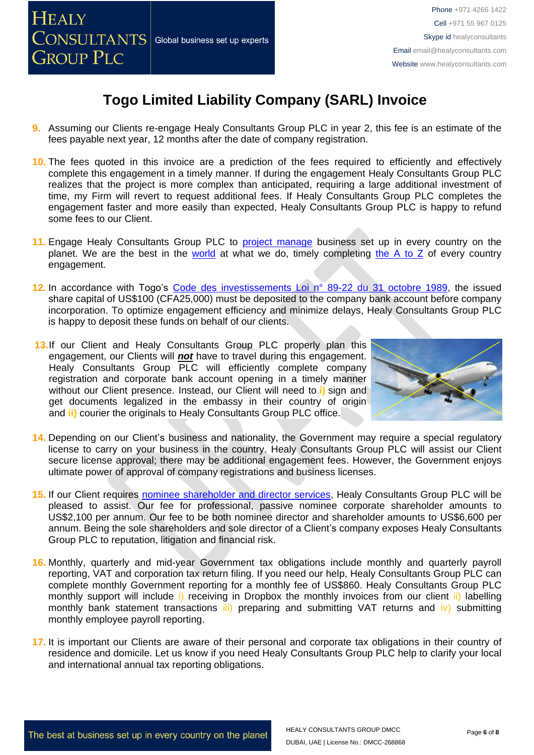# Togo Limited Liability Company (SARL) Invoice

9. Assuming our Clients re-engage Healy Consultants Group PLC in year 2, this fee is an estimate of the fees payable next year, 12 months after the date of company registration.

10. The fees quoted in this invoice are a prediction of the fees required to efficiently and effectively complete this engagement in a timely manner. If during the engagement Healy Consultants Group PLC realizes that the project is more complex than anticipated, requiring a large additional investment of time, my Firm will revert to request additional fees. If Healy Consultants Group PLC completes the engagement faster and more easily than expected, Healy Consultants Group PLC is happy to refund some fees to our Client.

11. Engage Healy Consultants Group PLC to project manage business set up in every country on the planet. We are the best in the world at what we do, timely completing the A to Z of every country engagement.

12. In accordance with Togo's Code des investissements Loi n° 89-22 du 31 octobre 1989, the issued share capital of US$100 (CFA25,000) must be deposited to the company bank account before company incorporation. To optimize engagement efficiency and minimize delays, Healy Consultants Group PLC is happy to deposit these funds on behalf of our clients.

13. If our Client and Healy Consultants Group PLC properly plan this engagement, our Clients will ***not*** have to travel during this engagement. Healy Consultants Group PLC will efficiently complete company registration and corporate bank account opening in a timely manner without our Client presence. Instead, our Client will need to **i)** sign and get documents legalized in the embassy in their country of origin and **ii)** courier the originals to Healy Consultants Group PLC office.

14. Depending on our Client's business and nationality, the Government may require a special regulatory license to carry on your business in the country. Healy Consultants Group PLC will assist our Client secure license approval; there may be additional engagement fees. However, the Government enjoys ultimate power of approval of company registrations and business licenses.

15. If our Client requires nominee shareholder and director services, Healy Consultants Group PLC will be pleased to assist. Our fee for professional, passive nominee corporate shareholder amounts to US$2,100 per annum. Our fee to be both nominee director and shareholder amounts to US$6,600 per annum. Being the sole shareholders and sole director of a Client's company exposes Healy Consultants Group PLC to reputation, litigation and financial risk.

16. Monthly, quarterly and mid-year Government tax obligations include monthly and quarterly payroll reporting, VAT and corporation tax return filing. If you need our help, Healy Consultants Group PLC can complete monthly Government reporting for a monthly fee of US$860. Healy Consultants Group PLC monthly support will include i) receiving in Dropbox the monthly invoices from our client ii) labelling monthly bank statement transactions iii) preparing and submitting VAT returns and iv) submitting monthly employee payroll reporting.

17. It is important our Clients are aware of their personal and corporate tax obligations in their country of residence and domicile. Let us know if you need Healy Consultants Group PLC help to clarify your local and international annual tax reporting obligations.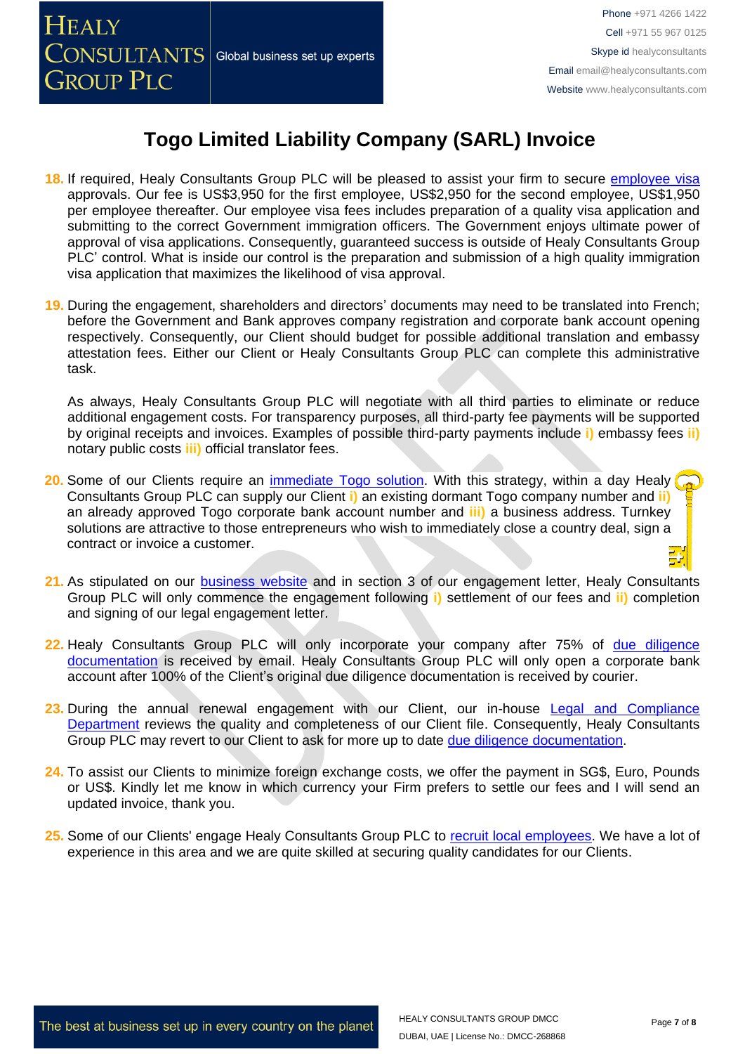# Togo Limited Liability Company (SARL) Invoice

18. If required, Healy Consultants Group PLC will be pleased to assist your firm to secure employee visa approvals. Our fee is US$3,950 for the first employee, US$2,950 for the second employee, US$1,950 per employee thereafter. Our employee visa fees includes preparation of a quality visa application and submitting to the correct Government immigration officers. The Government enjoys ultimate power of approval of visa applications. Consequently, guaranteed success is outside of Healy Consultants Group PLC' control. What is inside our control is the preparation and submission of a high quality immigration visa application that maximizes the likelihood of visa approval.

19. During the engagement, shareholders and directors' documents may need to be translated into French; before the Government and Bank approves company registration and corporate bank account opening respectively. Consequently, our Client should budget for possible additional translation and embassy attestation fees. Either our Client or Healy Consultants Group PLC can complete this administrative task.

    As always, Healy Consultants Group PLC will negotiate with all third parties to eliminate or reduce additional engagement costs. For transparency purposes, all third-party fee payments will be supported by original receipts and invoices. Examples of possible third-party payments include **i)** embassy fees **ii)** notary public costs **iii)** official translator fees.

20. Some of our Clients require an immediate Togo solution. With this strategy, within a day Healy Consultants Group PLC can supply our Client **i)** an existing dormant Togo company number and **ii)** an already approved Togo corporate bank account number and **iii)** a business address. Turnkey solutions are attractive to those entrepreneurs who wish to immediately close a country deal, sign a contract or invoice a customer.

21. As stipulated on our business website and in section 3 of our engagement letter, Healy Consultants Group PLC will only commence the engagement following **i)** settlement of our fees and **ii)** completion and signing of our legal engagement letter.

22. Healy Consultants Group PLC will only incorporate your company after 75% of due diligence documentation is received by email. Healy Consultants Group PLC will only open a corporate bank account after 100% of the Client's original due diligence documentation is received by courier.

23. During the annual renewal engagement with our Client, our in-house Legal and Compliance Department reviews the quality and completeness of our Client file. Consequently, Healy Consultants Group PLC may revert to our Client to ask for more up to date due diligence documentation.

24. To assist our Clients to minimize foreign exchange costs, we offer the payment in SG$, Euro, Pounds or US$. Kindly let me know in which currency your Firm prefers to settle our fees and I will send an updated invoice, thank you.

25. Some of our Clients' engage Healy Consultants Group PLC to recruit local employees. We have a lot of experience in this area and we are quite skilled at securing quality candidates for our Clients.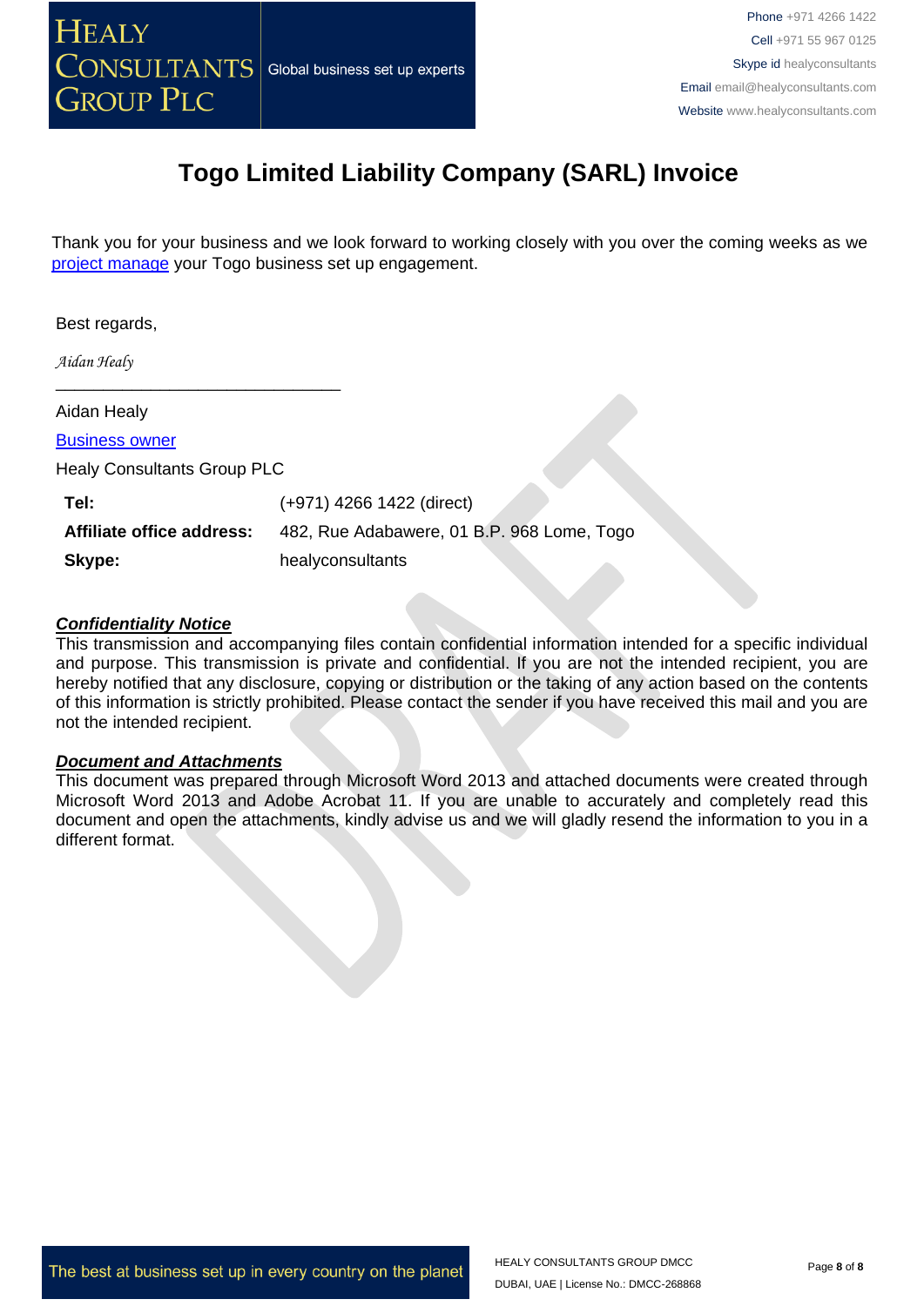# Togo Limited Liability Company (SARL) Invoice

Thank you for your business and we look forward to working closely with you over the coming weeks as we project manage your Togo business set up engagement.

Best regards,

*Aidan Healy*

_______________________________

Aidan Healy

Business owner

Healy Consultants Group PLC

| | |
|---|---|
| **Tel:** | (+971) 4266 1422 (direct) |
| **Affiliate office address:** | 482, Rue Adabawere, 01 B.P. 968 Lome, Togo |
| **Skype:** | healyconsultants |

***Confidentiality Notice***

This transmission and accompanying files contain confidential information intended for a specific individual and purpose. This transmission is private and confidential. If you are not the intended recipient, you are hereby notified that any disclosure, copying or distribution or the taking of any action based on the contents of this information is strictly prohibited. Please contact the sender if you have received this mail and you are not the intended recipient.

***Document and Attachments***

This document was prepared through Microsoft Word 2013 and attached documents were created through Microsoft Word 2013 and Adobe Acrobat 11. If you are unable to accurately and completely read this document and open the attachments, kindly advise us and we will gladly resend the information to you in a different format.